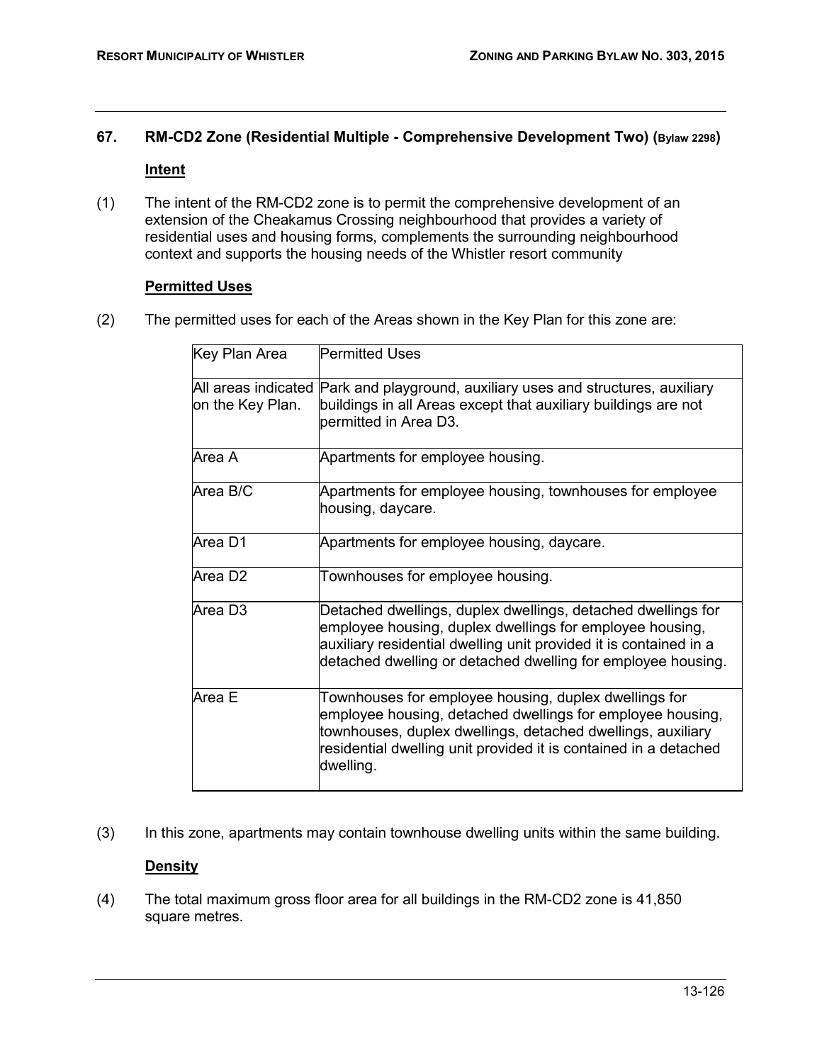## 67. RM-CD2 Zone (Residential Multiple - Comprehensive Development Two) (Bylaw 2298)

### Intent

(1) The intent of the RM-CD2 zone is to permit the comprehensive development of an extension of the Cheakamus Crossing neighbourhood that provides a variety of residential uses and housing forms, complements the surrounding neighbourhood context and supports the housing needs of the Whistler resort community

### Permitted Uses

(2) The permitted uses for each of the Areas shown in the Key Plan for this zone are:

| Key Plan Area | Permitted Uses |
| --- | --- |
| All areas indicated on the Key Plan. | Park and playground, auxiliary uses and structures, auxiliary buildings in all Areas except that auxiliary buildings are not permitted in Area D3. |
| Area A | Apartments for employee housing. |
| Area B/C | Apartments for employee housing, townhouses for employee housing, daycare. |
| Area D1 | Apartments for employee housing, daycare. |
| Area D2 | Townhouses for employee housing. |
| Area D3 | Detached dwellings, duplex dwellings, detached dwellings for employee housing, duplex dwellings for employee housing, auxiliary residential dwelling unit provided it is contained in a detached dwelling or detached dwelling for employee housing. |
| Area E | Townhouses for employee housing, duplex dwellings for employee housing, detached dwellings for employee housing, townhouses, duplex dwellings, detached dwellings, auxiliary residential dwelling unit provided it is contained in a detached dwelling. |

(3) In this zone, apartments may contain townhouse dwelling units within the same building.

### Density

(4) The total maximum gross floor area for all buildings in the RM-CD2 zone is 41,850 square metres.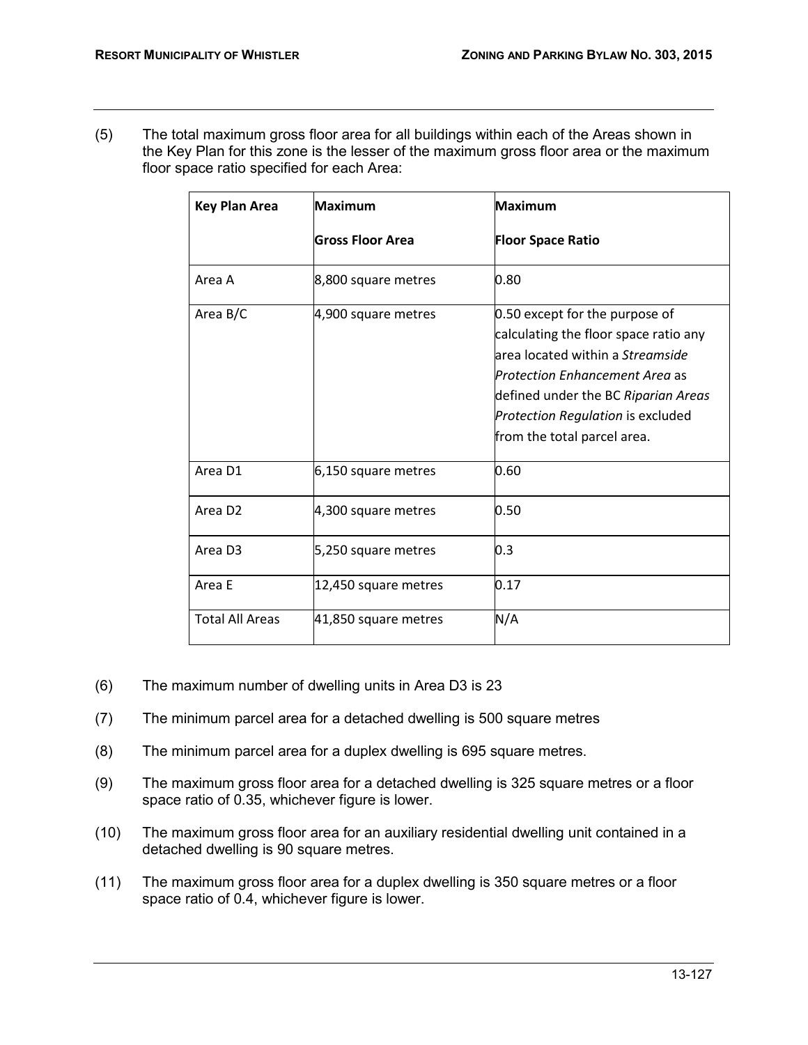(5) The total maximum gross floor area for all buildings within each of the Areas shown in the Key Plan for this zone is the lesser of the maximum gross floor area or the maximum floor space ratio specified for each Area:

| Key Plan Area | Maximum Gross Floor Area | Maximum Floor Space Ratio |
|---|---|---|
| Area A | 8,800 square metres | 0.80 |
| Area B/C | 4,900 square metres | 0.50 except for the purpose of calculating the floor space ratio any area located within a *Streamside Protection Enhancement Area* as defined under the BC *Riparian Areas Protection Regulation* is excluded from the total parcel area. |
| Area D1 | 6,150 square metres | 0.60 |
| Area D2 | 4,300 square metres | 0.50 |
| Area D3 | 5,250 square metres | 0.3 |
| Area E | 12,450 square metres | 0.17 |
| Total All Areas | 41,850 square metres | N/A |

(6) The maximum number of dwelling units in Area D3 is 23

(7) The minimum parcel area for a detached dwelling is 500 square metres

(8) The minimum parcel area for a duplex dwelling is 695 square metres.

(9) The maximum gross floor area for a detached dwelling is 325 square metres or a floor space ratio of 0.35, whichever figure is lower.

(10) The maximum gross floor area for an auxiliary residential dwelling unit contained in a detached dwelling is 90 square metres.

(11) The maximum gross floor area for a duplex dwelling is 350 square metres or a floor space ratio of 0.4, whichever figure is lower.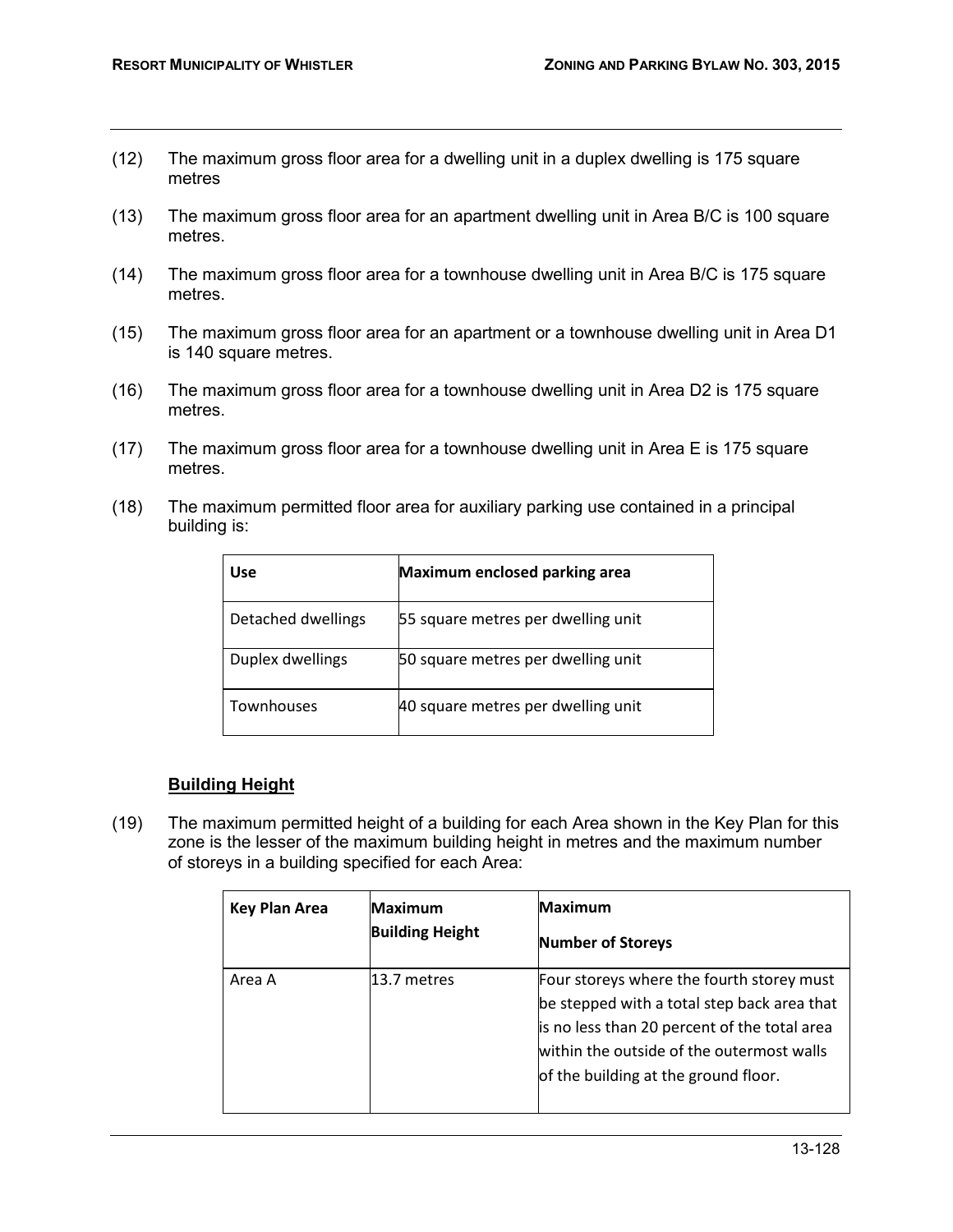(12) The maximum gross floor area for a dwelling unit in a duplex dwelling is 175 square metres

(13) The maximum gross floor area for an apartment dwelling unit in Area B/C is 100 square metres.

(14) The maximum gross floor area for a townhouse dwelling unit in Area B/C is 175 square metres.

(15) The maximum gross floor area for an apartment or a townhouse dwelling unit in Area D1 is 140 square metres.

(16) The maximum gross floor area for a townhouse dwelling unit in Area D2 is 175 square metres.

(17) The maximum gross floor area for a townhouse dwelling unit in Area E is 175 square metres.

(18) The maximum permitted floor area for auxiliary parking use contained in a principal building is:

| Use | Maximum enclosed parking area |
|---|---|
| Detached dwellings | 55 square metres per dwelling unit |
| Duplex dwellings | 50 square metres per dwelling unit |
| Townhouses | 40 square metres per dwelling unit |

**Building Height**

(19) The maximum permitted height of a building for each Area shown in the Key Plan for this zone is the lesser of the maximum building height in metres and the maximum number of storeys in a building specified for each Area:

| Key Plan Area | Maximum Building Height | Maximum Number of Storeys |
|---|---|---|
| Area A | 13.7 metres | Four storeys where the fourth storey must be stepped with a total step back area that is no less than 20 percent of the total area within the outside of the outermost walls of the building at the ground floor. |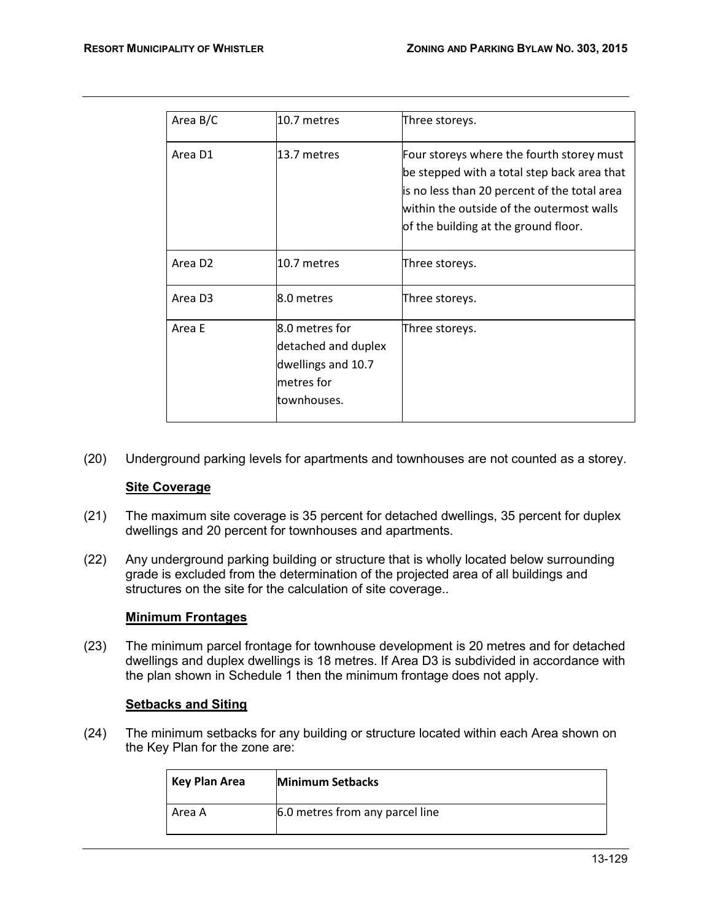| | | |
|---|---|---|
| Area B/C | 10.7 metres | Three storeys. |
| Area D1 | 13.7 metres | Four storeys where the fourth storey must be stepped with a total step back area that is no less than 20 percent of the total area within the outside of the outermost walls of the building at the ground floor. |
| Area D2 | 10.7 metres | Three storeys. |
| Area D3 | 8.0 metres | Three storeys. |
| Area E | 8.0 metres for detached and duplex dwellings and 10.7 metres for townhouses. | Three storeys. |

(20) Underground parking levels for apartments and townhouses are not counted as a storey.

**Site Coverage**

(21) The maximum site coverage is 35 percent for detached dwellings, 35 percent for duplex dwellings and 20 percent for townhouses and apartments.

(22) Any underground parking building or structure that is wholly located below surrounding grade is excluded from the determination of the projected area of all buildings and structures on the site for the calculation of site coverage..

**Minimum Frontages**

(23) The minimum parcel frontage for townhouse development is 20 metres and for detached dwellings and duplex dwellings is 18 metres. If Area D3 is subdivided in accordance with the plan shown in Schedule 1 then the minimum frontage does not apply.

**Setbacks and Siting**

(24) The minimum setbacks for any building or structure located within each Area shown on the Key Plan for the zone are:

| Key Plan Area | Minimum Setbacks |
|---|---|
| Area A | 6.0 metres from any parcel line |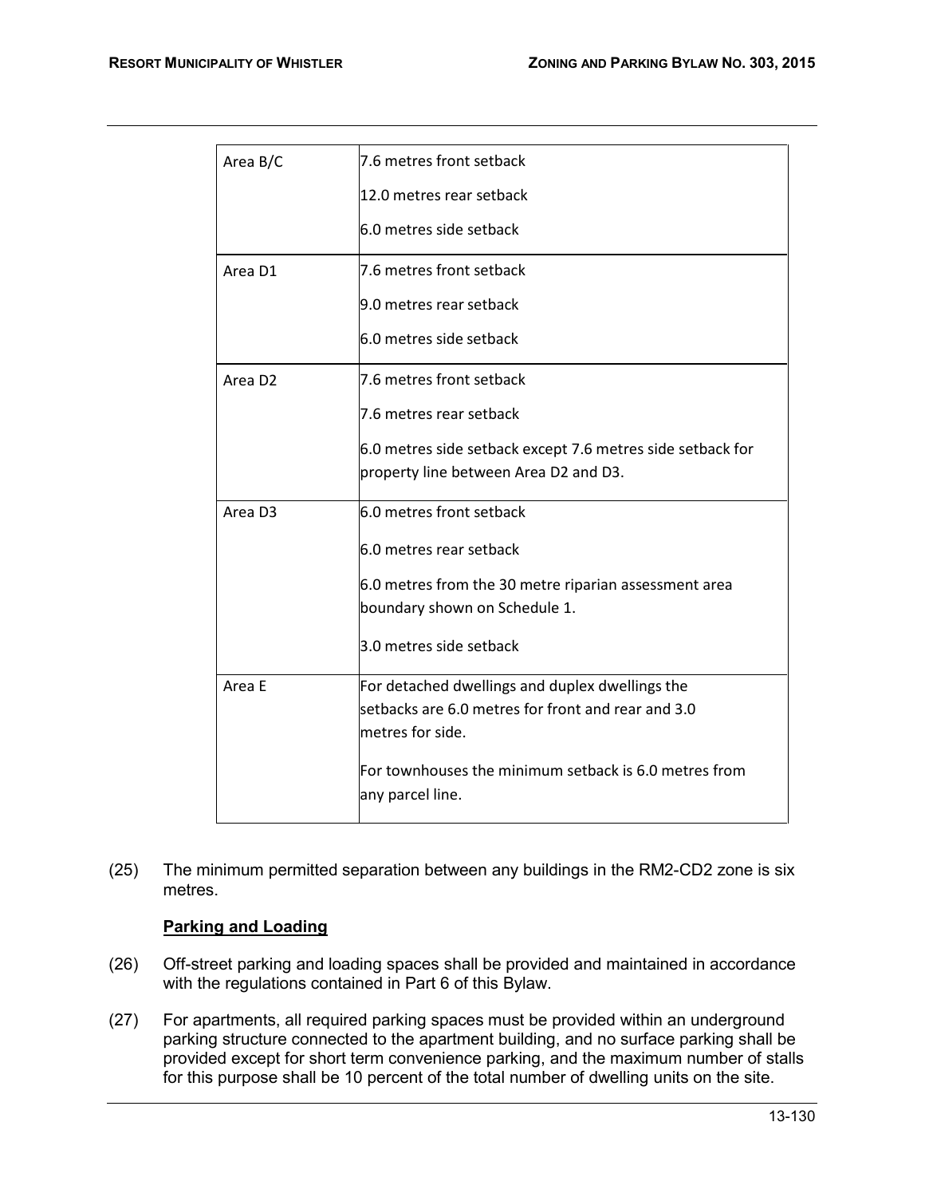| | |
|---|---|
| Area B/C | 7.6 metres front setback<br><br>12.0 metres rear setback<br><br>6.0 metres side setback |
| Area D1 | 7.6 metres front setback<br><br>9.0 metres rear setback<br><br>6.0 metres side setback |
| Area D2 | 7.6 metres front setback<br><br>7.6 metres rear setback<br><br>6.0 metres side setback except 7.6 metres side setback for property line between Area D2 and D3. |
| Area D3 | 6.0 metres front setback<br><br>6.0 metres rear setback<br><br>6.0 metres from the 30 metre riparian assessment area boundary shown on Schedule 1.<br><br>3.0 metres side setback |
| Area E | For detached dwellings and duplex dwellings the setbacks are 6.0 metres for front and rear and 3.0 metres for side.<br><br>For townhouses the minimum setback is 6.0 metres from any parcel line. |

(25) The minimum permitted separation between any buildings in the RM2-CD2 zone is six metres.

**Parking and Loading**

(26) Off-street parking and loading spaces shall be provided and maintained in accordance with the regulations contained in Part 6 of this Bylaw.

(27) For apartments, all required parking spaces must be provided within an underground parking structure connected to the apartment building, and no surface parking shall be provided except for short term convenience parking, and the maximum number of stalls for this purpose shall be 10 percent of the total number of dwelling units on the site.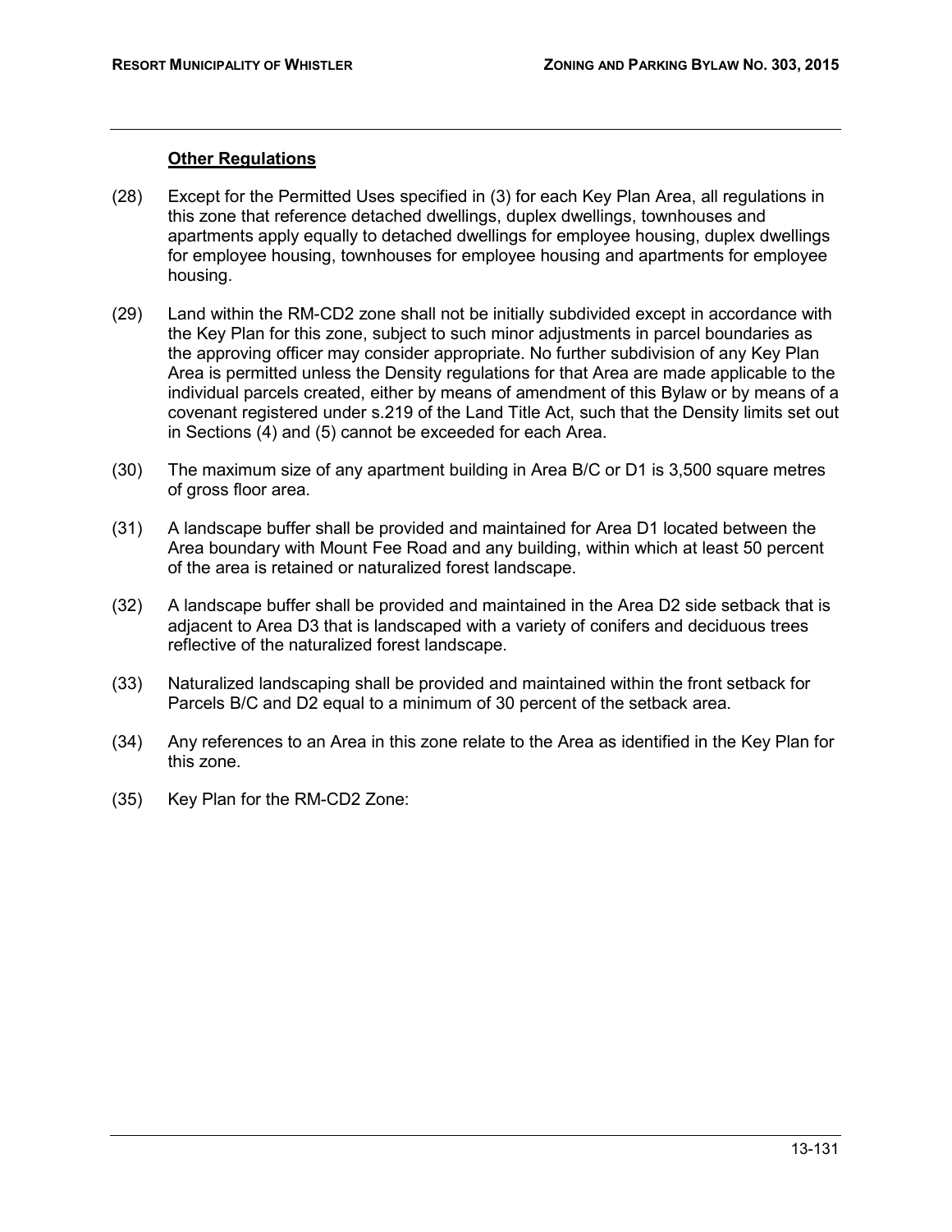### **Other Regulations**

(28) Except for the Permitted Uses specified in (3) for each Key Plan Area, all regulations in this zone that reference detached dwellings, duplex dwellings, townhouses and apartments apply equally to detached dwellings for employee housing, duplex dwellings for employee housing, townhouses for employee housing and apartments for employee housing.

(29) Land within the RM-CD2 zone shall not be initially subdivided except in accordance with the Key Plan for this zone, subject to such minor adjustments in parcel boundaries as the approving officer may consider appropriate. No further subdivision of any Key Plan Area is permitted unless the Density regulations for that Area are made applicable to the individual parcels created, either by means of amendment of this Bylaw or by means of a covenant registered under s.219 of the Land Title Act, such that the Density limits set out in Sections (4) and (5) cannot be exceeded for each Area.

(30) The maximum size of any apartment building in Area B/C or D1 is 3,500 square metres of gross floor area.

(31) A landscape buffer shall be provided and maintained for Area D1 located between the Area boundary with Mount Fee Road and any building, within which at least 50 percent of the area is retained or naturalized forest landscape.

(32) A landscape buffer shall be provided and maintained in the Area D2 side setback that is adjacent to Area D3 that is landscaped with a variety of conifers and deciduous trees reflective of the naturalized forest landscape.

(33) Naturalized landscaping shall be provided and maintained within the front setback for Parcels B/C and D2 equal to a minimum of 30 percent of the setback area.

(34) Any references to an Area in this zone relate to the Area as identified in the Key Plan for this zone.

(35) Key Plan for the RM-CD2 Zone: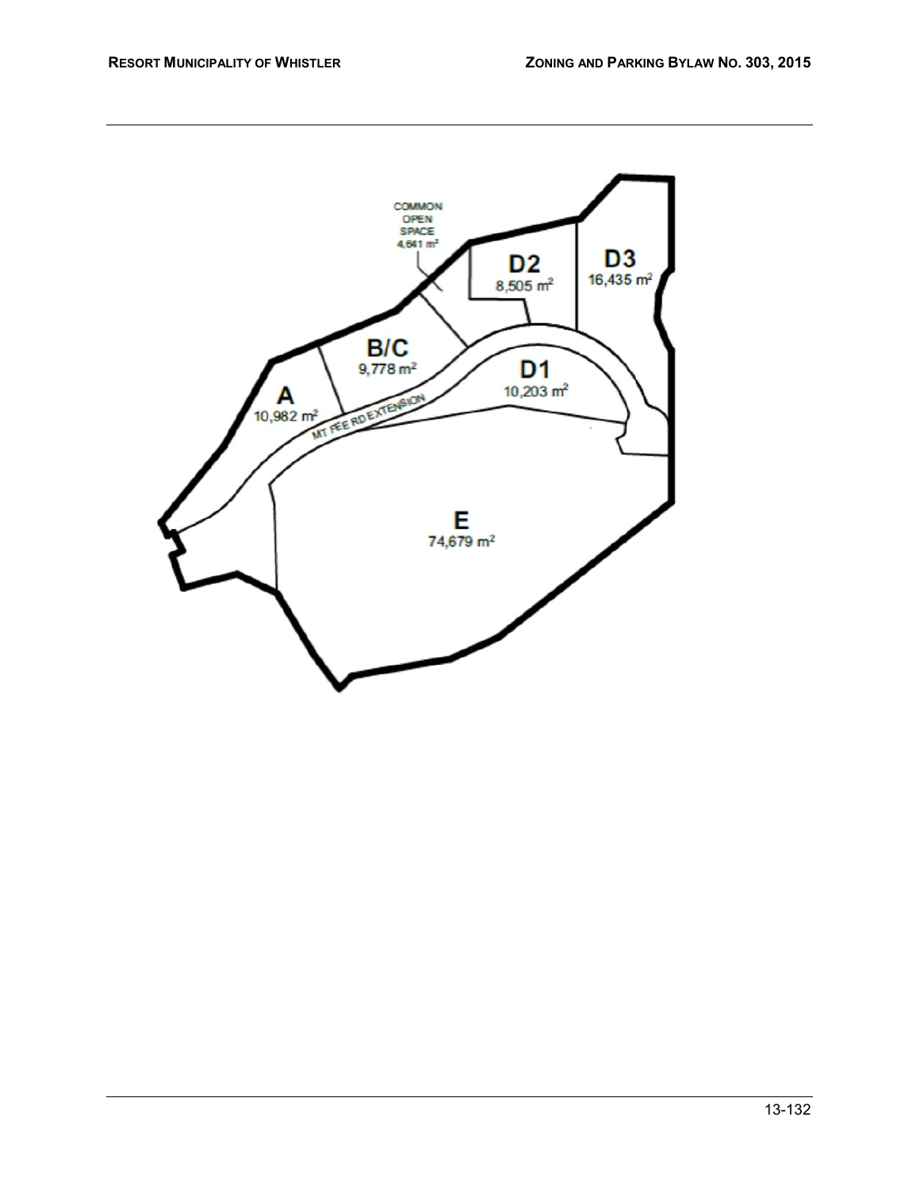COMMON
OPEN
SPACE
4,641 m²

D2
8,505 m²

D3
16,435 m²

B/C
9,778 m²

D1
10,203 m²

A
10,982 m²

MT FEE RD EXTENSION

E
74,679 m²